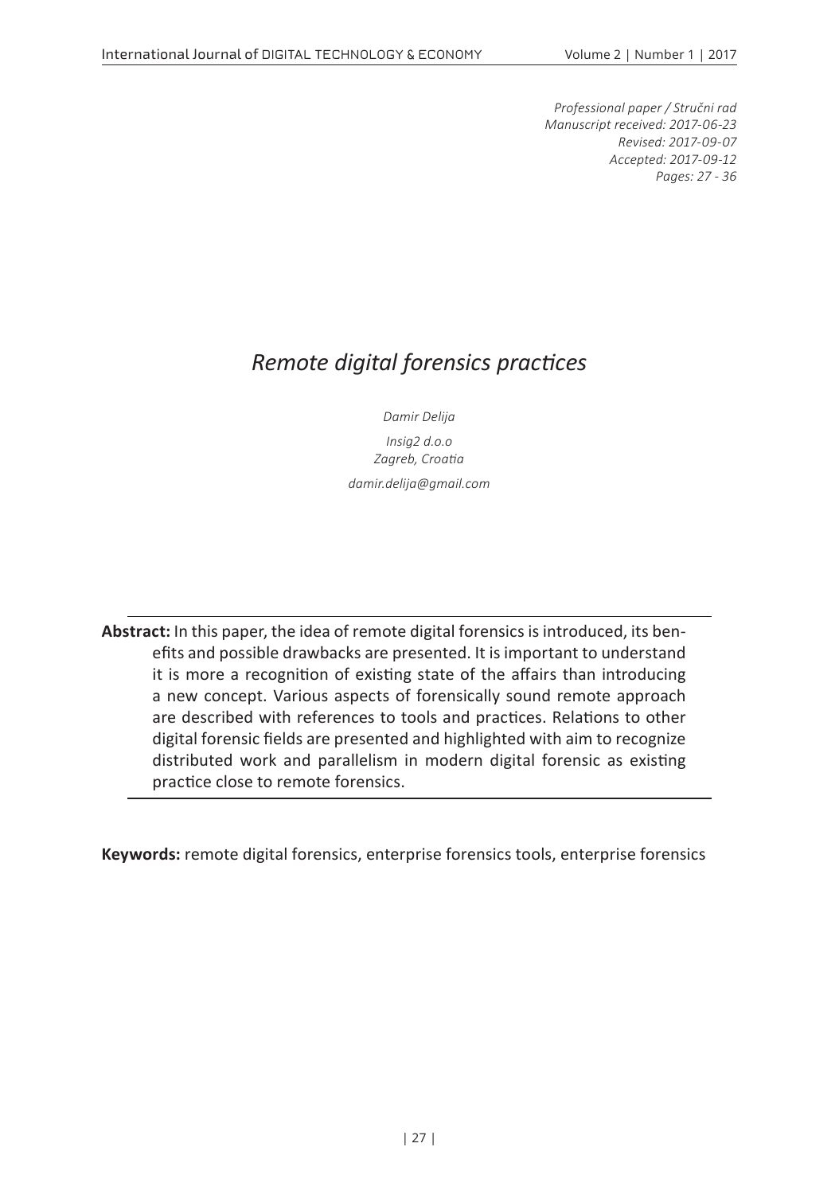*Professional paper / Stručni rad*
*Manuscript received: 2017-06-23*
*Revised: 2017-09-07*
*Accepted: 2017-09-12*
*Pages: 27 - 36*

# *Remote digital forensics practices*

*Damir Delija*

*Insig2 d.o.o*
*Zagreb, Croatia*

*damir.delija@gmail.com*

**Abstract:** In this paper, the idea of remote digital forensics is introduced, its benefits and possible drawbacks are presented. It is important to understand it is more a recognition of existing state of the affairs than introducing a new concept. Various aspects of forensically sound remote approach are described with references to tools and practices. Relations to other digital forensic fields are presented and highlighted with aim to recognize distributed work and parallelism in modern digital forensic as existing practice close to remote forensics.

**Keywords:** remote digital forensics, enterprise forensics tools, enterprise forensics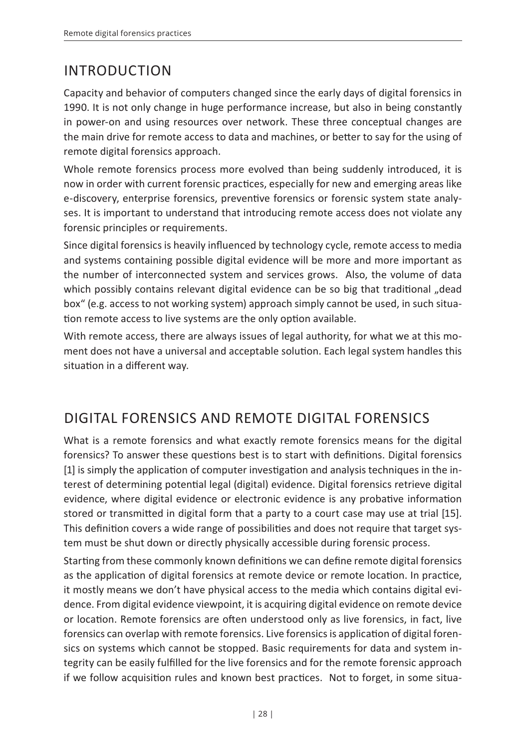## INTRODUCTION

Capacity and behavior of computers changed since the early days of digital forensics in 1990. It is not only change in huge performance increase, but also in being constantly in power-on and using resources over network. These three conceptual changes are the main drive for remote access to data and machines, or better to say for the using of remote digital forensics approach.

Whole remote forensics process more evolved than being suddenly introduced, it is now in order with current forensic practices, especially for new and emerging areas like e-discovery, enterprise forensics, preventive forensics or forensic system state analyses. It is important to understand that introducing remote access does not violate any forensic principles or requirements.

Since digital forensics is heavily influenced by technology cycle, remote access to media and systems containing possible digital evidence will be more and more important as the number of interconnected system and services grows. Also, the volume of data which possibly contains relevant digital evidence can be so big that traditional „dead box" (e.g. access to not working system) approach simply cannot be used, in such situation remote access to live systems are the only option available.

With remote access, there are always issues of legal authority, for what we at this moment does not have a universal and acceptable solution. Each legal system handles this situation in a different way.

## DIGITAL FORENSICS AND REMOTE DIGITAL FORENSICS

What is a remote forensics and what exactly remote forensics means for the digital forensics? To answer these questions best is to start with definitions. Digital forensics [1] is simply the application of computer investigation and analysis techniques in the interest of determining potential legal (digital) evidence. Digital forensics retrieve digital evidence, where digital evidence or electronic evidence is any probative information stored or transmitted in digital form that a party to a court case may use at trial [15]. This definition covers a wide range of possibilities and does not require that target system must be shut down or directly physically accessible during forensic process.

Starting from these commonly known definitions we can define remote digital forensics as the application of digital forensics at remote device or remote location. In practice, it mostly means we don't have physical access to the media which contains digital evidence. From digital evidence viewpoint, it is acquiring digital evidence on remote device or location. Remote forensics are often understood only as live forensics, in fact, live forensics can overlap with remote forensics. Live forensics is application of digital forensics on systems which cannot be stopped. Basic requirements for data and system integrity can be easily fulfilled for the live forensics and for the remote forensic approach if we follow acquisition rules and known best practices. Not to forget, in some situa-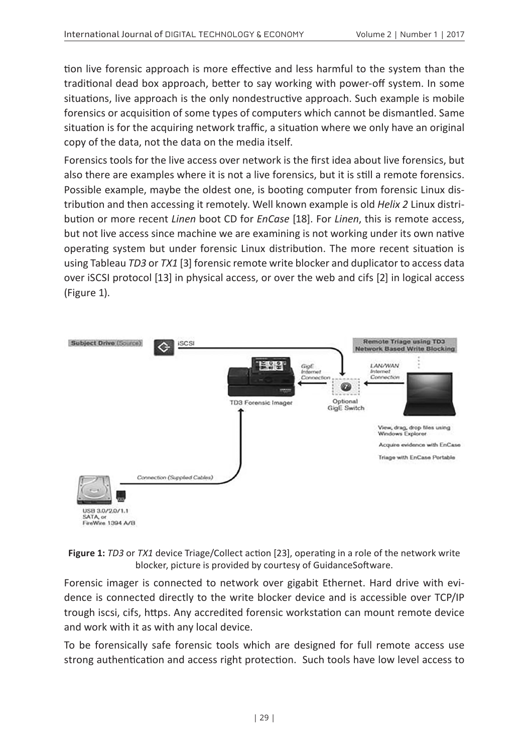tion live forensic approach is more effective and less harmful to the system than the traditional dead box approach, better to say working with power-off system. In some situations, live approach is the only nondestructive approach. Such example is mobile forensics or acquisition of some types of computers which cannot be dismantled. Same situation is for the acquiring network traffic, a situation where we only have an original copy of the data, not the data on the media itself.

Forensics tools for the live access over network is the first idea about live forensics, but also there are examples where it is not a live forensics, but it is still a remote forensics. Possible example, maybe the oldest one, is booting computer from forensic Linux distribution and then accessing it remotely. Well known example is old *Helix 2* Linux distribution or more recent *Linen* boot CD for *EnCase* [18]. For *Linen*, this is remote access, but not live access since machine we are examining is not working under its own native operating system but under forensic Linux distribution. The more recent situation is using Tableau *TD3* or *TX1* [3] forensic remote write blocker and duplicator to access data over iSCSI protocol [13] in physical access, or over the web and cifs [2] in logical access (Figure 1).

**Figure 1:** *TD3* or *TX1* device Triage/Collect action [23], operating in a role of the network write blocker, picture is provided by courtesy of GuidanceSoftware.

Forensic imager is connected to network over gigabit Ethernet. Hard drive with evidence is connected directly to the write blocker device and is accessible over TCP/IP trough iscsi, cifs, https. Any accredited forensic workstation can mount remote device and work with it as with any local device.

To be forensically safe forensic tools which are designed for full remote access use strong authentication and access right protection. Such tools have low level access to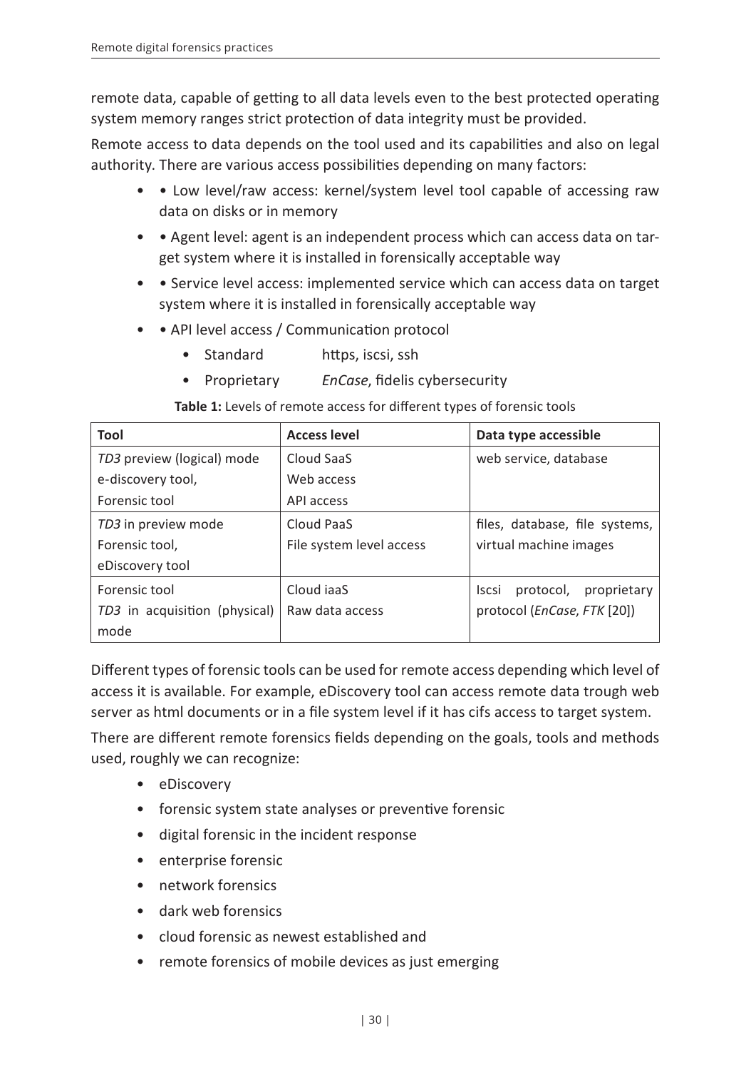remote data, capable of getting to all data levels even to the best protected operating system memory ranges strict protection of data integrity must be provided.

Remote access to data depends on the tool used and its capabilities and also on legal authority. There are various access possibilities depending on many factors:

- • Low level/raw access: kernel/system level tool capable of accessing raw data on disks or in memory
- • Agent level: agent is an independent process which can access data on target system where it is installed in forensically acceptable way
- • Service level access: implemented service which can access data on target system where it is installed in forensically acceptable way
- • API level access / Communication protocol
  - Standard https, iscsi, ssh
  - Proprietary *EnCase*, fidelis cybersecurity

**Table 1:** Levels of remote access for different types of forensic tools

| Tool | Access level | Data type accessible |
|---|---|---|
| *TD3* preview (logical) mode<br>e-discovery tool,<br>Forensic tool | Cloud SaaS<br>Web access<br>API access | web service, database |
| *TD3* in preview mode<br>Forensic tool,<br>eDiscovery tool | Cloud PaaS<br>File system level access | files, database, file systems, virtual machine images |
| Forensic tool<br>*TD3* in acquisition (physical) mode | Cloud iaaS<br>Raw data access | Iscsi protocol, proprietary protocol (*EnCase*, *FTK* [20]) |

Different types of forensic tools can be used for remote access depending which level of access it is available. For example, eDiscovery tool can access remote data trough web server as html documents or in a file system level if it has cifs access to target system.

There are different remote forensics fields depending on the goals, tools and methods used, roughly we can recognize:

- eDiscovery
- forensic system state analyses or preventive forensic
- digital forensic in the incident response
- enterprise forensic
- network forensics
- dark web forensics
- cloud forensic as newest established and
- remote forensics of mobile devices as just emerging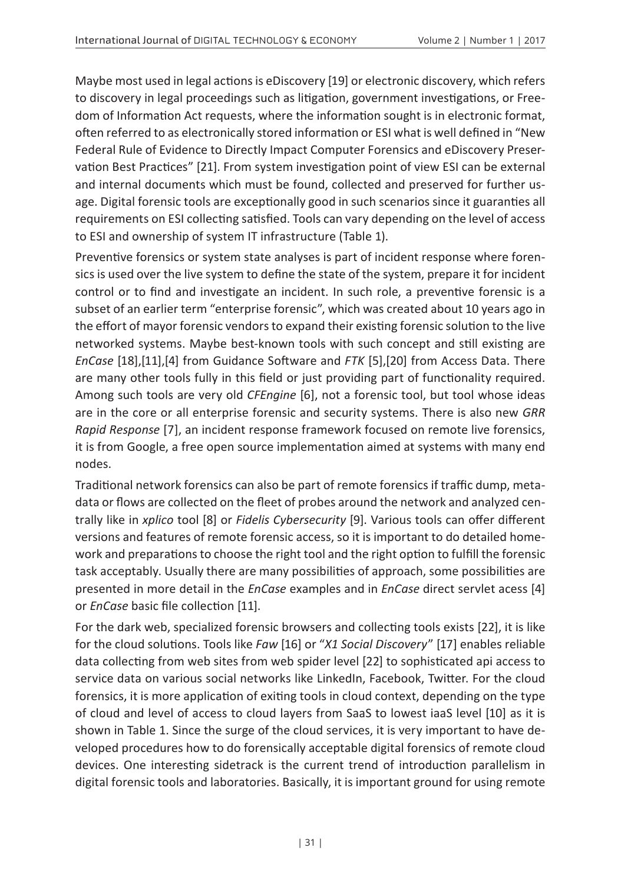Maybe most used in legal actions is eDiscovery [19] or electronic discovery, which refers to discovery in legal proceedings such as litigation, government investigations, or Freedom of Information Act requests, where the information sought is in electronic format, often referred to as electronically stored information or ESI what is well defined in "New Federal Rule of Evidence to Directly Impact Computer Forensics and eDiscovery Preservation Best Practices" [21]. From system investigation point of view ESI can be external and internal documents which must be found, collected and preserved for further usage. Digital forensic tools are exceptionally good in such scenarios since it guaranties all requirements on ESI collecting satisfied. Tools can vary depending on the level of access to ESI and ownership of system IT infrastructure (Table 1).

Preventive forensics or system state analyses is part of incident response where forensics is used over the live system to define the state of the system, prepare it for incident control or to find and investigate an incident. In such role, a preventive forensic is a subset of an earlier term "enterprise forensic", which was created about 10 years ago in the effort of mayor forensic vendors to expand their existing forensic solution to the live networked systems. Maybe best-known tools with such concept and still existing are *EnCase* [18],[11],[4] from Guidance Software and *FTK* [5],[20] from Access Data. There are many other tools fully in this field or just providing part of functionality required. Among such tools are very old *CFEngine* [6], not a forensic tool, but tool whose ideas are in the core or all enterprise forensic and security systems. There is also new *GRR Rapid Response* [7], an incident response framework focused on remote live forensics, it is from Google, a free open source implementation aimed at systems with many end nodes.

Traditional network forensics can also be part of remote forensics if traffic dump, metadata or flows are collected on the fleet of probes around the network and analyzed centrally like in *xplico* tool [8] or *Fidelis Cybersecurity* [9]. Various tools can offer different versions and features of remote forensic access, so it is important to do detailed homework and preparations to choose the right tool and the right option to fulfill the forensic task acceptably. Usually there are many possibilities of approach, some possibilities are presented in more detail in the *EnCase* examples and in *EnCase* direct servlet acess [4] or *EnCase* basic file collection [11].

For the dark web, specialized forensic browsers and collecting tools exists [22], it is like for the cloud solutions. Tools like *Faw* [16] or "*X1 Social Discovery*" [17] enables reliable data collecting from web sites from web spider level [22] to sophisticated api access to service data on various social networks like LinkedIn, Facebook, Twitter. For the cloud forensics, it is more application of exiting tools in cloud context, depending on the type of cloud and level of access to cloud layers from SaaS to lowest iaaS level [10] as it is shown in Table 1. Since the surge of the cloud services, it is very important to have developed procedures how to do forensically acceptable digital forensics of remote cloud devices. One interesting sidetrack is the current trend of introduction parallelism in digital forensic tools and laboratories. Basically, it is important ground for using remote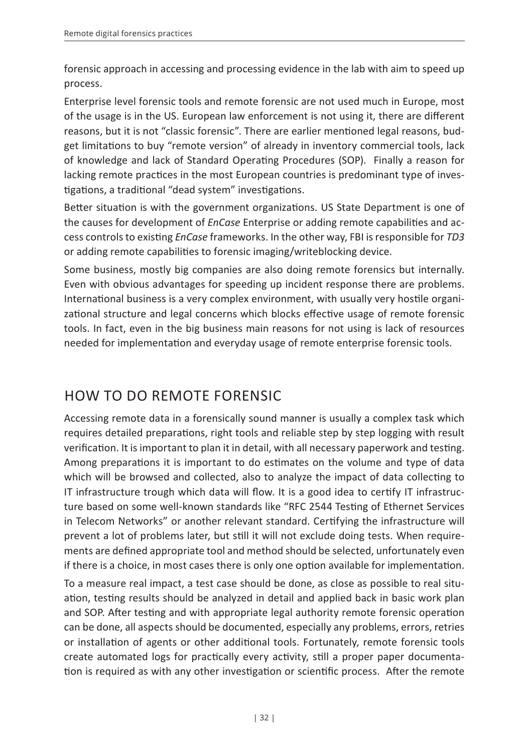forensic approach in accessing and processing evidence in the lab with aim to speed up process.

Enterprise level forensic tools and remote forensic are not used much in Europe, most of the usage is in the US. European law enforcement is not using it, there are different reasons, but it is not "classic forensic". There are earlier mentioned legal reasons, budget limitations to buy "remote version" of already in inventory commercial tools, lack of knowledge and lack of Standard Operating Procedures (SOP). Finally a reason for lacking remote practices in the most European countries is predominant type of investigations, a traditional "dead system" investigations.

Better situation is with the government organizations. US State Department is one of the causes for development of *EnCase* Enterprise or adding remote capabilities and access controls to existing *EnCase* frameworks. In the other way, FBI is responsible for *TD3* or adding remote capabilities to forensic imaging/writeblocking device.

Some business, mostly big companies are also doing remote forensics but internally. Even with obvious advantages for speeding up incident response there are problems. International business is a very complex environment, with usually very hostile organizational structure and legal concerns which blocks effective usage of remote forensic tools. In fact, even in the big business main reasons for not using is lack of resources needed for implementation and everyday usage of remote enterprise forensic tools.

## HOW TO DO REMOTE FORENSIC

Accessing remote data in a forensically sound manner is usually a complex task which requires detailed preparations, right tools and reliable step by step logging with result verification. It is important to plan it in detail, with all necessary paperwork and testing. Among preparations it is important to do estimates on the volume and type of data which will be browsed and collected, also to analyze the impact of data collecting to IT infrastructure trough which data will flow. It is a good idea to certify IT infrastructure based on some well-known standards like "RFC 2544 Testing of Ethernet Services in Telecom Networks" or another relevant standard. Certifying the infrastructure will prevent a lot of problems later, but still it will not exclude doing tests. When requirements are defined appropriate tool and method should be selected, unfortunately even if there is a choice, in most cases there is only one option available for implementation.

To a measure real impact, a test case should be done, as close as possible to real situation, testing results should be analyzed in detail and applied back in basic work plan and SOP. After testing and with appropriate legal authority remote forensic operation can be done, all aspects should be documented, especially any problems, errors, retries or installation of agents or other additional tools. Fortunately, remote forensic tools create automated logs for practically every activity, still a proper paper documentation is required as with any other investigation or scientific process. After the remote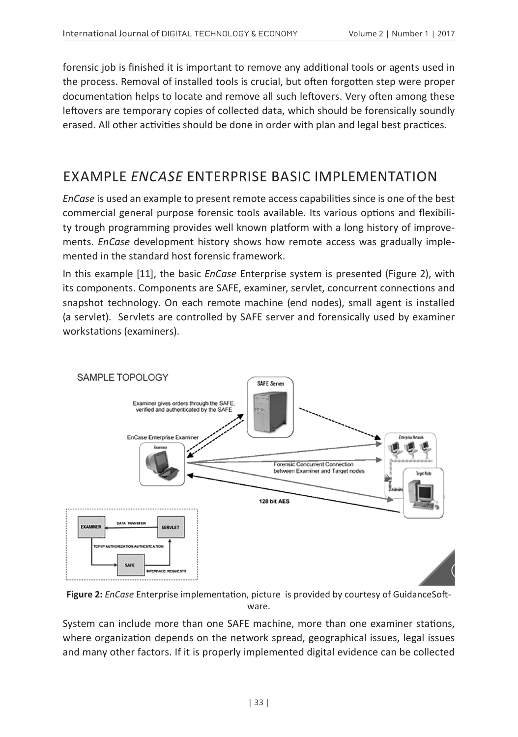forensic job is finished it is important to remove any additional tools or agents used in the process. Removal of installed tools is crucial, but often forgotten step were proper documentation helps to locate and remove all such leftovers. Very often among these leftovers are temporary copies of collected data, which should be forensically soundly erased. All other activities should be done in order with plan and legal best practices.

## EXAMPLE *ENCASE* ENTERPRISE BASIC IMPLEMENTATION

*EnCase* is used an example to present remote access capabilities since is one of the best commercial general purpose forensic tools available. Its various options and flexibility trough programming provides well known platform with a long history of improvements. *EnCase* development history shows how remote access was gradually implemented in the standard host forensic framework.

In this example [11], the basic *EnCase* Enterprise system is presented (Figure 2), with its components. Components are SAFE, examiner, servlet, concurrent connections and snapshot technology. On each remote machine (end nodes), small agent is installed (a servlet). Servlets are controlled by SAFE server and forensically used by examiner workstations (examiners).

**Figure 2:** *EnCase* Enterprise implementation, picture is provided by courtesy of GuidanceSoftware.

System can include more than one SAFE machine, more than one examiner stations, where organization depends on the network spread, geographical issues, legal issues and many other factors. If it is properly implemented digital evidence can be collected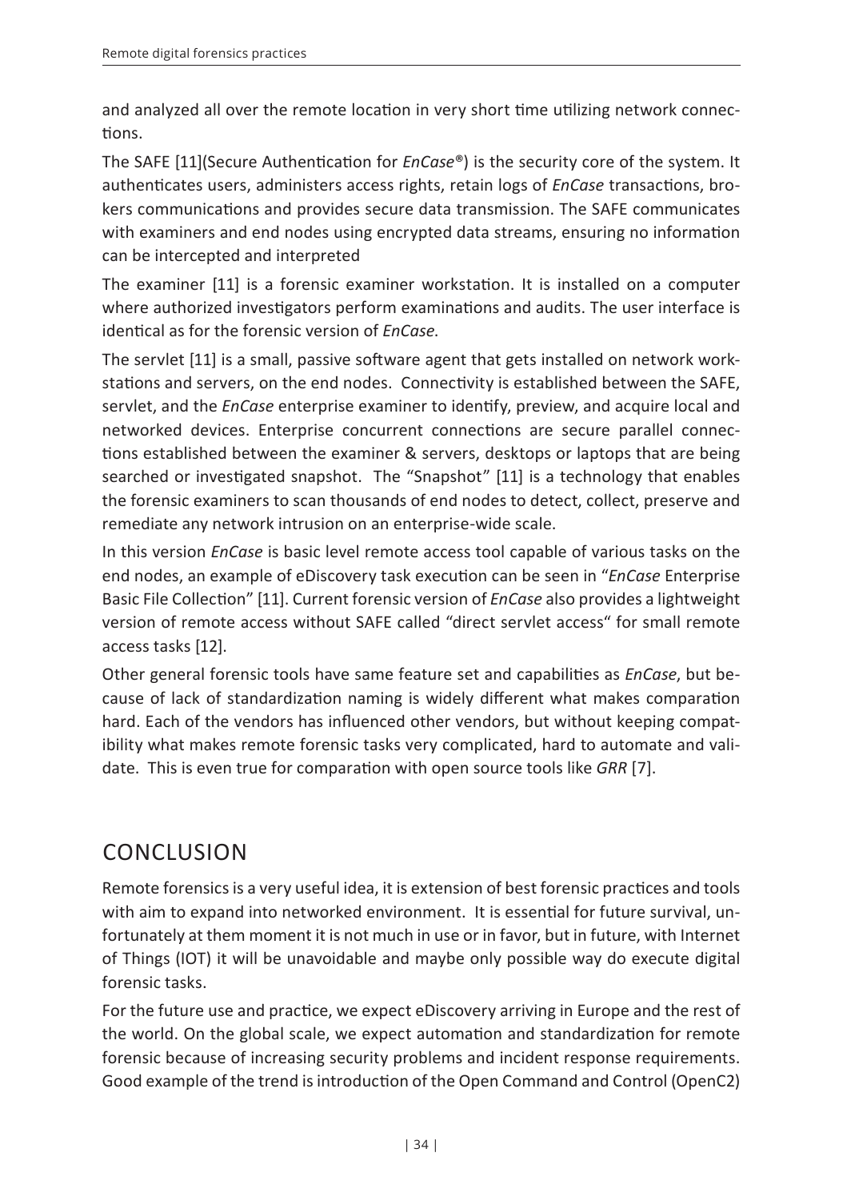and analyzed all over the remote location in very short time utilizing network connections.

The SAFE [11](Secure Authentication for *EnCase*®) is the security core of the system. It authenticates users, administers access rights, retain logs of *EnCase* transactions, brokers communications and provides secure data transmission. The SAFE communicates with examiners and end nodes using encrypted data streams, ensuring no information can be intercepted and interpreted

The examiner [11] is a forensic examiner workstation. It is installed on a computer where authorized investigators perform examinations and audits. The user interface is identical as for the forensic version of *EnCase*.

The servlet [11] is a small, passive software agent that gets installed on network workstations and servers, on the end nodes. Connectivity is established between the SAFE, servlet, and the *EnCase* enterprise examiner to identify, preview, and acquire local and networked devices. Enterprise concurrent connections are secure parallel connections established between the examiner & servers, desktops or laptops that are being searched or investigated snapshot. The "Snapshot" [11] is a technology that enables the forensic examiners to scan thousands of end nodes to detect, collect, preserve and remediate any network intrusion on an enterprise-wide scale.

In this version *EnCase* is basic level remote access tool capable of various tasks on the end nodes, an example of eDiscovery task execution can be seen in "*EnCase* Enterprise Basic File Collection" [11]. Current forensic version of *EnCase* also provides a lightweight version of remote access without SAFE called "direct servlet access" for small remote access tasks [12].

Other general forensic tools have same feature set and capabilities as *EnCase*, but because of lack of standardization naming is widely different what makes comparation hard. Each of the vendors has influenced other vendors, but without keeping compatibility what makes remote forensic tasks very complicated, hard to automate and validate. This is even true for comparation with open source tools like *GRR* [7].

## CONCLUSION

Remote forensics is a very useful idea, it is extension of best forensic practices and tools with aim to expand into networked environment. It is essential for future survival, unfortunately at them moment it is not much in use or in favor, but in future, with Internet of Things (IOT) it will be unavoidable and maybe only possible way do execute digital forensic tasks.

For the future use and practice, we expect eDiscovery arriving in Europe and the rest of the world. On the global scale, we expect automation and standardization for remote forensic because of increasing security problems and incident response requirements. Good example of the trend is introduction of the Open Command and Control (OpenC2)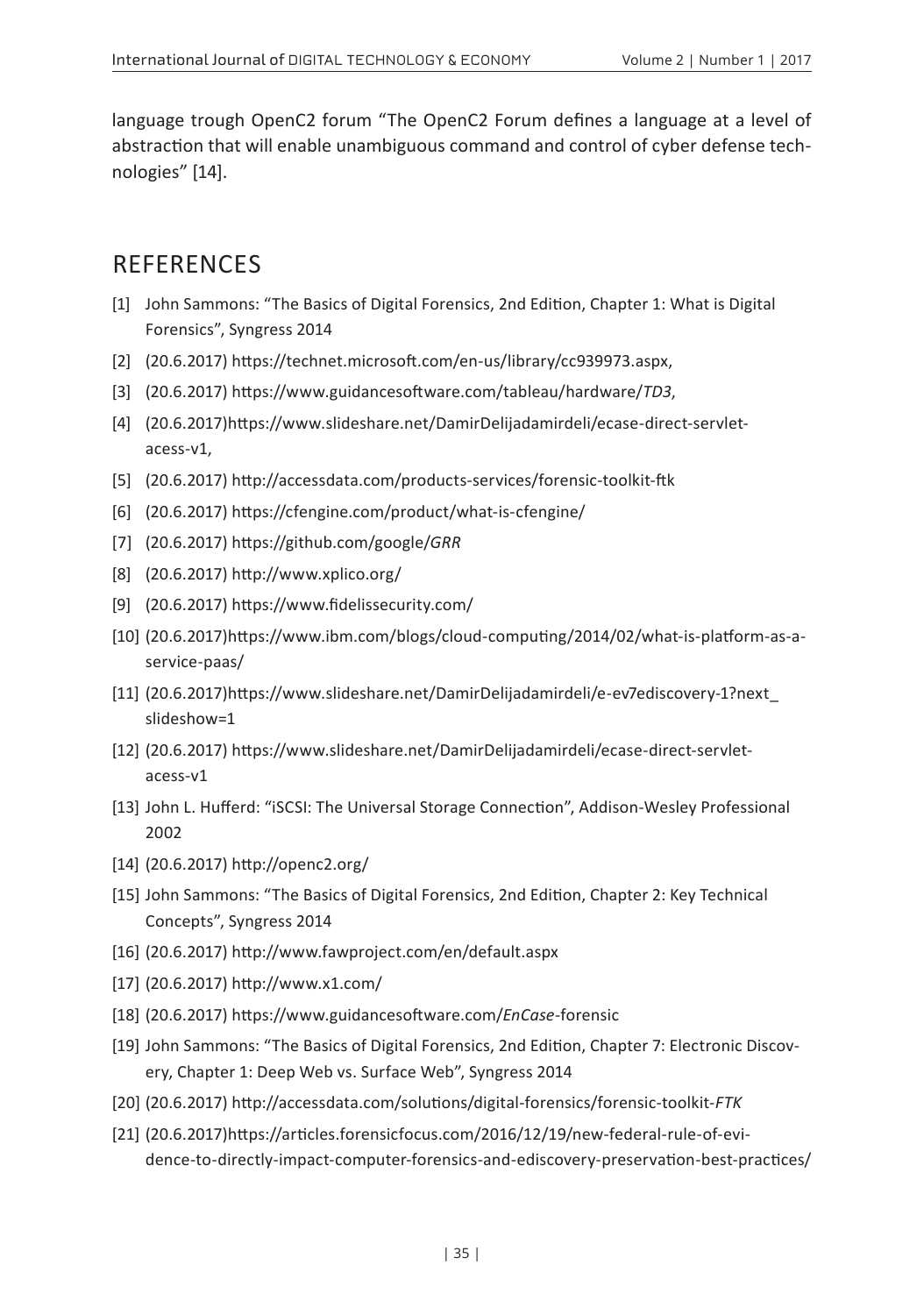language trough OpenC2 forum "The OpenC2 Forum defines a language at a level of abstraction that will enable unambiguous command and control of cyber defense technologies" [14].

## REFERENCES

[1] John Sammons: "The Basics of Digital Forensics, 2nd Edition, Chapter 1: What is Digital Forensics", Syngress 2014

[2] (20.6.2017) https://technet.microsoft.com/en-us/library/cc939973.aspx,

[3] (20.6.2017) https://www.guidancesoftware.com/tableau/hardware/*TD3*,

[4] (20.6.2017)https://www.slideshare.net/DamirDelijadamirdeli/ecase-direct-servlet-acess-v1,

[5] (20.6.2017) http://accessdata.com/products-services/forensic-toolkit-ftk

[6] (20.6.2017) https://cfengine.com/product/what-is-cfengine/

[7] (20.6.2017) https://github.com/google/*GRR*

[8] (20.6.2017) http://www.xplico.org/

[9] (20.6.2017) https://www.fidelissecurity.com/

[10] (20.6.2017)https://www.ibm.com/blogs/cloud-computing/2014/02/what-is-platform-as-a-service-paas/

[11] (20.6.2017)https://www.slideshare.net/DamirDelijadamirdeli/e-ev7ediscovery-1?next_slideshow=1

[12] (20.6.2017) https://www.slideshare.net/DamirDelijadamirdeli/ecase-direct-servlet-acess-v1

[13] John L. Hufferd: "iSCSI: The Universal Storage Connection", Addison-Wesley Professional 2002

[14] (20.6.2017) http://openc2.org/

[15] John Sammons: "The Basics of Digital Forensics, 2nd Edition, Chapter 2: Key Technical Concepts", Syngress 2014

[16] (20.6.2017) http://www.fawproject.com/en/default.aspx

[17] (20.6.2017) http://www.x1.com/

[18] (20.6.2017) https://www.guidancesoftware.com/*EnCase*-forensic

[19] John Sammons: "The Basics of Digital Forensics, 2nd Edition, Chapter 7: Electronic Discovery, Chapter 1: Deep Web vs. Surface Web", Syngress 2014

[20] (20.6.2017) http://accessdata.com/solutions/digital-forensics/forensic-toolkit-*FTK*

[21] (20.6.2017)https://articles.forensicfocus.com/2016/12/19/new-federal-rule-of-evidence-to-directly-impact-computer-forensics-and-ediscovery-preservation-best-practices/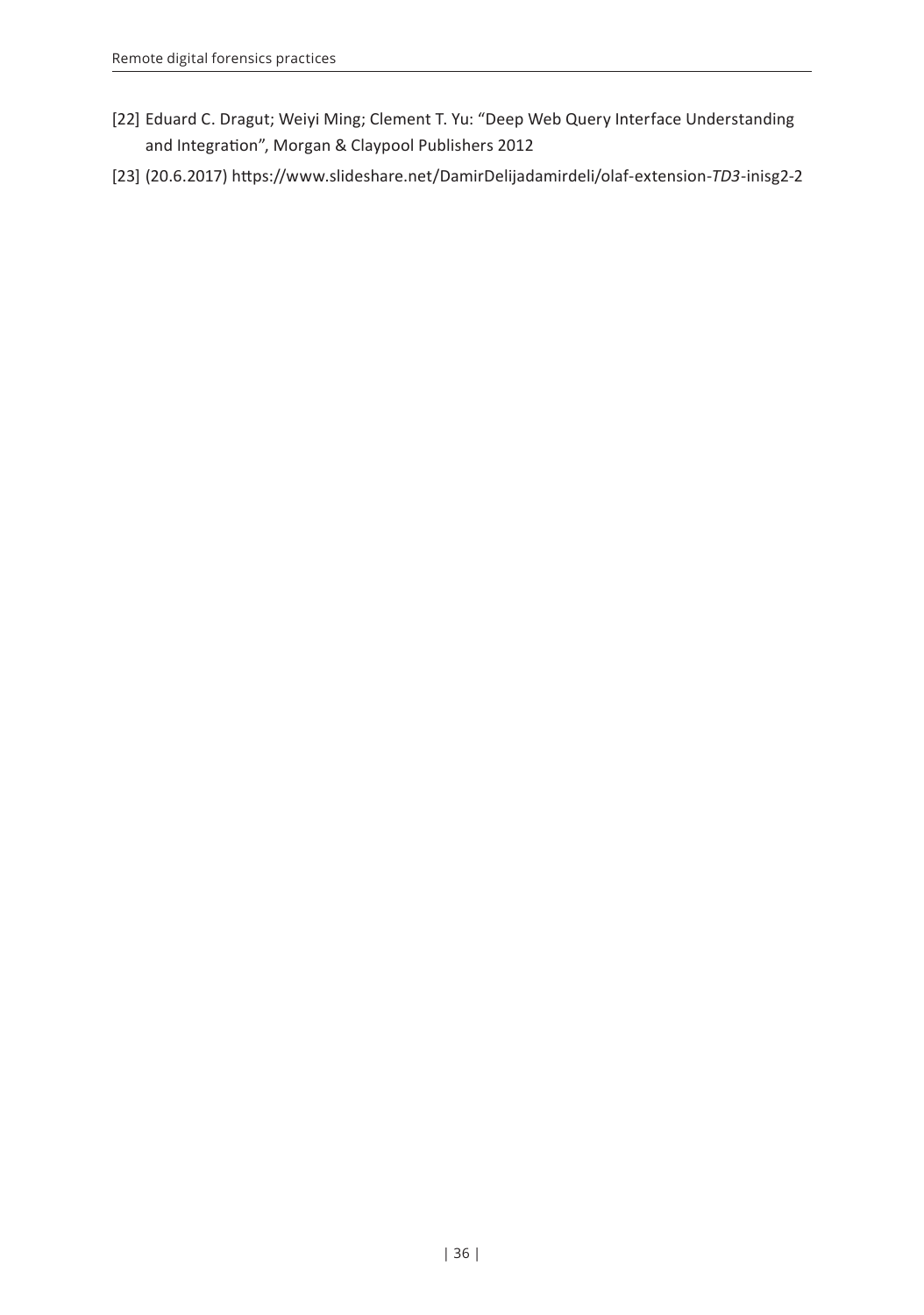[22] Eduard C. Dragut; Weiyi Ming; Clement T. Yu: “Deep Web Query Interface Understanding and Integration”, Morgan & Claypool Publishers 2012

[23] (20.6.2017) https://www.slideshare.net/DamirDelijadamirdeli/olaf-extension-*TD3*-inisg2-2